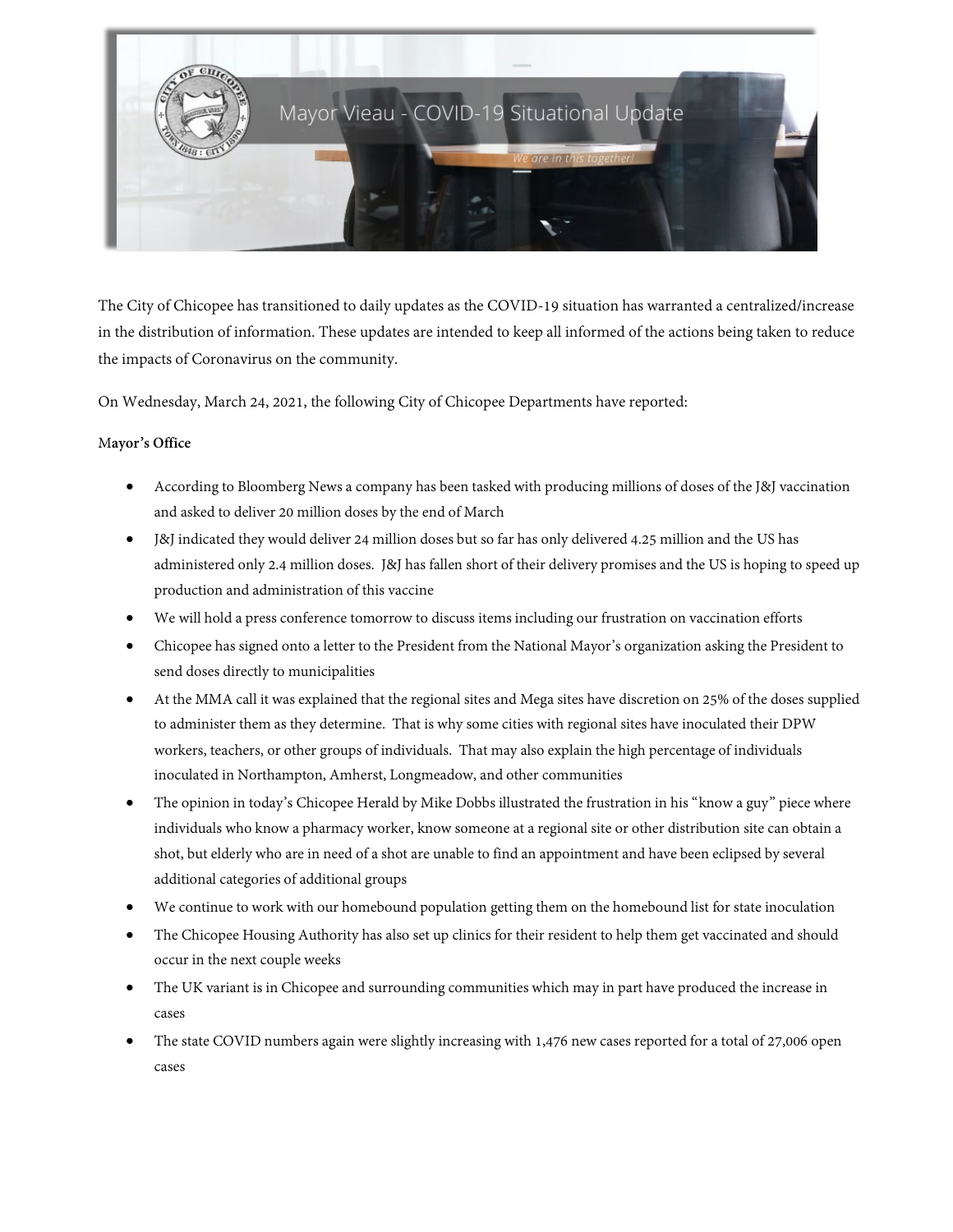Mayor Vieau - COVID-19 Situational Update

*We are in this together!*

The City of Chicopee has transitioned to daily updates as the COVID-19 situation has warranted a centralized/increase in the distribution of information. These updates are intended to keep all informed of the actions being taken to reduce the impacts of Coronavirus on the community.

On Wednesday, March 24, 2021, the following City of Chicopee Departments have reported:

**Mayor's Office**

- According to Bloomberg News a company has been tasked with producing millions of doses of the J&J vaccination and asked to deliver 20 million doses by the end of March
- J&J indicated they would deliver 24 million doses but so far has only delivered 4.25 million and the US has administered only 2.4 million doses. J&J has fallen short of their delivery promises and the US is hoping to speed up production and administration of this vaccine
- We will hold a press conference tomorrow to discuss items including our frustration on vaccination efforts
- Chicopee has signed onto a letter to the President from the National Mayor's organization asking the President to send doses directly to municipalities
- At the MMA call it was explained that the regional sites and Mega sites have discretion on 25% of the doses supplied to administer them as they determine. That is why some cities with regional sites have inoculated their DPW workers, teachers, or other groups of individuals. That may also explain the high percentage of individuals inoculated in Northampton, Amherst, Longmeadow, and other communities
- The opinion in today's Chicopee Herald by Mike Dobbs illustrated the frustration in his "know a guy" piece where individuals who know a pharmacy worker, know someone at a regional site or other distribution site can obtain a shot, but elderly who are in need of a shot are unable to find an appointment and have been eclipsed by several additional categories of additional groups
- We continue to work with our homebound population getting them on the homebound list for state inoculation
- The Chicopee Housing Authority has also set up clinics for their resident to help them get vaccinated and should occur in the next couple weeks
- The UK variant is in Chicopee and surrounding communities which may in part have produced the increase in cases
- The state COVID numbers again were slightly increasing with 1,476 new cases reported for a total of 27,006 open cases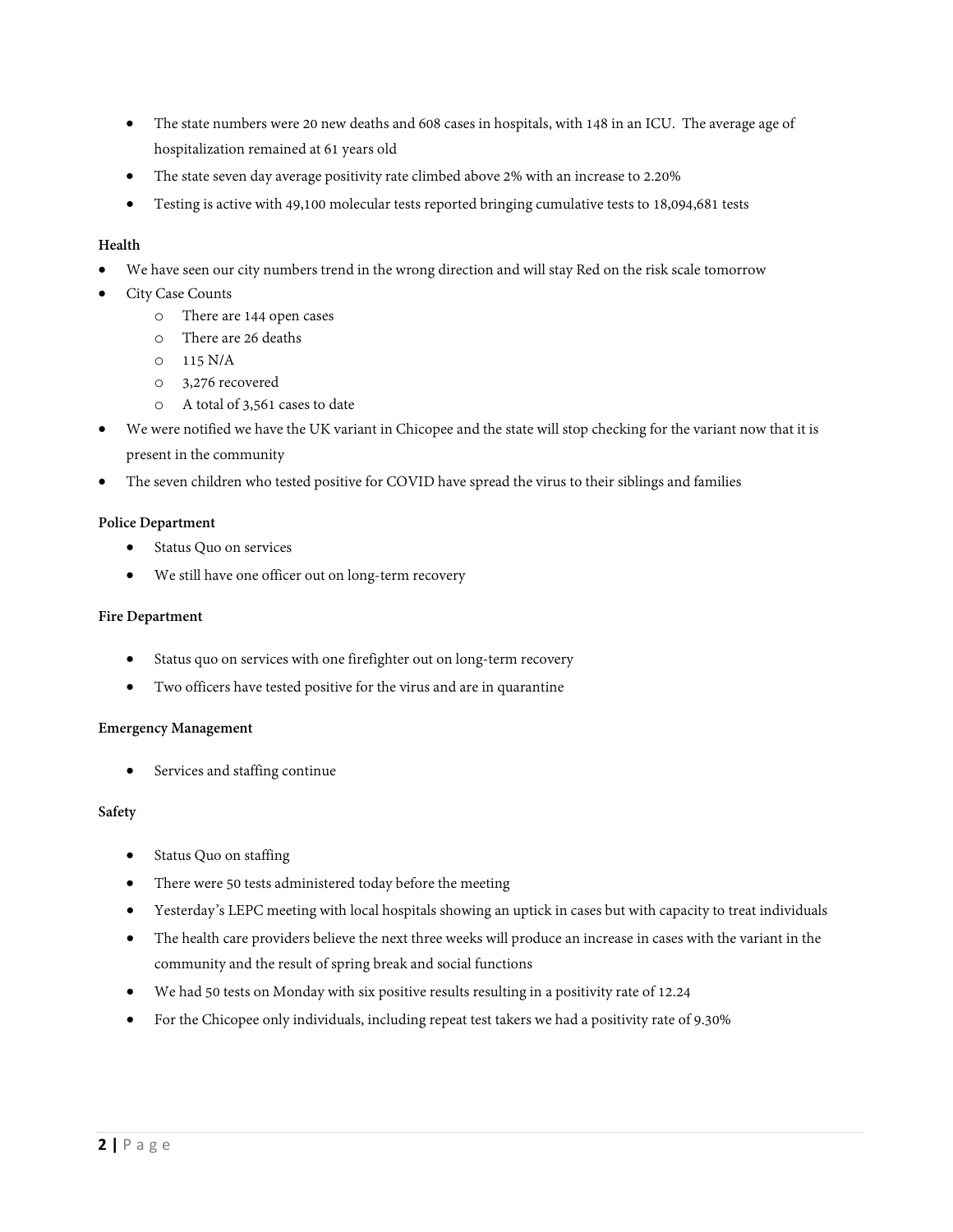- The state numbers were 20 new deaths and 608 cases in hospitals, with 148 in an ICU. The average age of hospitalization remained at 61 years old
- The state seven day average positivity rate climbed above 2% with an increase to 2.20%
- Testing is active with 49,100 molecular tests reported bringing cumulative tests to 18,094,681 tests

**Health**

- We have seen our city numbers trend in the wrong direction and will stay Red on the risk scale tomorrow
- City Case Counts
  - There are 144 open cases
  - There are 26 deaths
  - 115 N/A
  - 3,276 recovered
  - A total of 3,561 cases to date
- We were notified we have the UK variant in Chicopee and the state will stop checking for the variant now that it is present in the community
- The seven children who tested positive for COVID have spread the virus to their siblings and families

**Police Department**

- Status Quo on services
- We still have one officer out on long-term recovery

**Fire Department**

- Status quo on services with one firefighter out on long-term recovery
- Two officers have tested positive for the virus and are in quarantine

**Emergency Management**

- Services and staffing continue

**Safety**

- Status Quo on staffing
- There were 50 tests administered today before the meeting
- Yesterday's LEPC meeting with local hospitals showing an uptick in cases but with capacity to treat individuals
- The health care providers believe the next three weeks will produce an increase in cases with the variant in the community and the result of spring break and social functions
- We had 50 tests on Monday with six positive results resulting in a positivity rate of 12.24
- For the Chicopee only individuals, including repeat test takers we had a positivity rate of 9.30%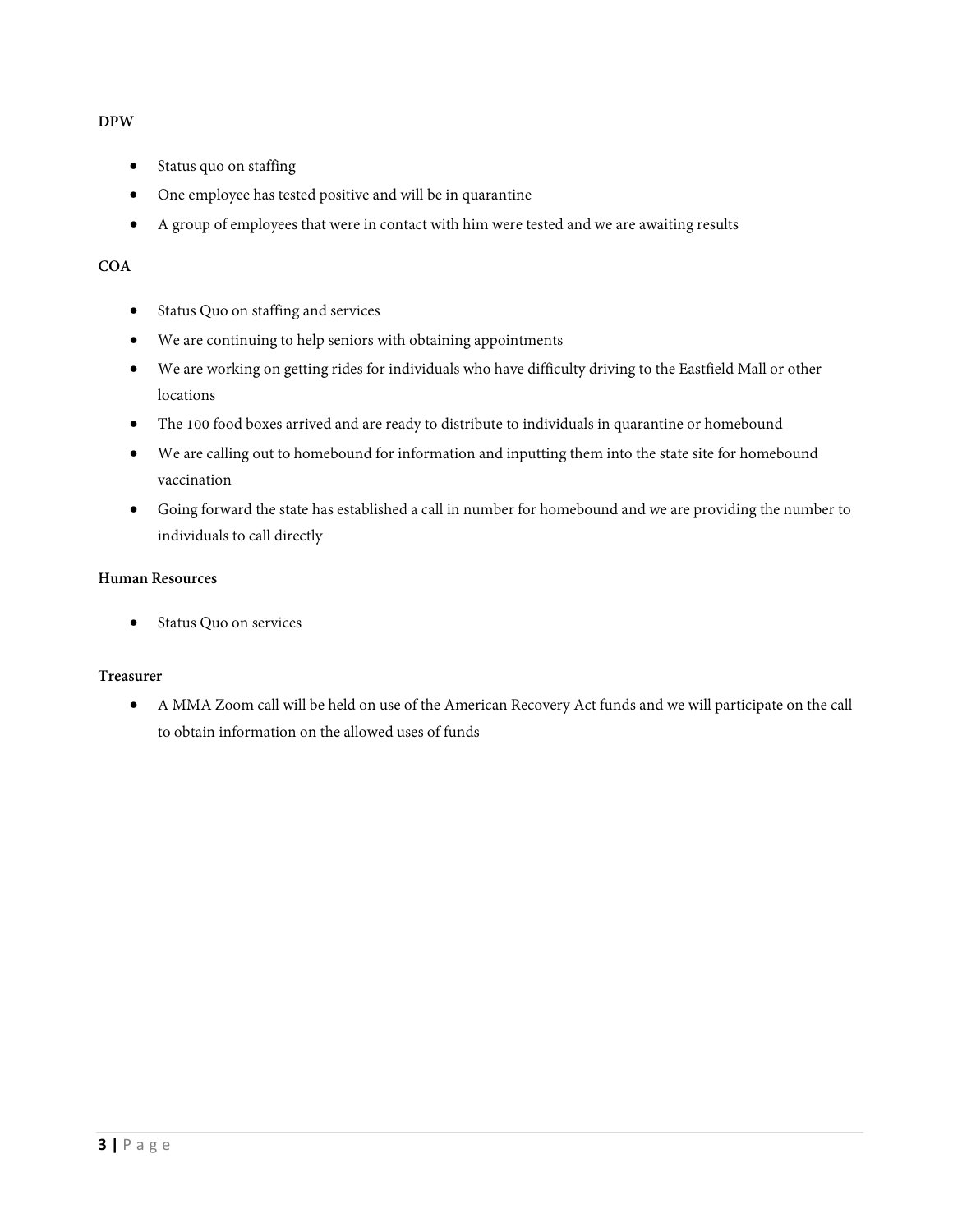**DPW**

- Status quo on staffing
- One employee has tested positive and will be in quarantine
- A group of employees that were in contact with him were tested and we are awaiting results

**COA**

- Status Quo on staffing and services
- We are continuing to help seniors with obtaining appointments
- We are working on getting rides for individuals who have difficulty driving to the Eastfield Mall or other locations
- The 100 food boxes arrived and are ready to distribute to individuals in quarantine or homebound
- We are calling out to homebound for information and inputting them into the state site for homebound vaccination
- Going forward the state has established a call in number for homebound and we are providing the number to individuals to call directly

**Human Resources**

- Status Quo on services

**Treasurer**

- A MMA Zoom call will be held on use of the American Recovery Act funds and we will participate on the call to obtain information on the allowed uses of funds